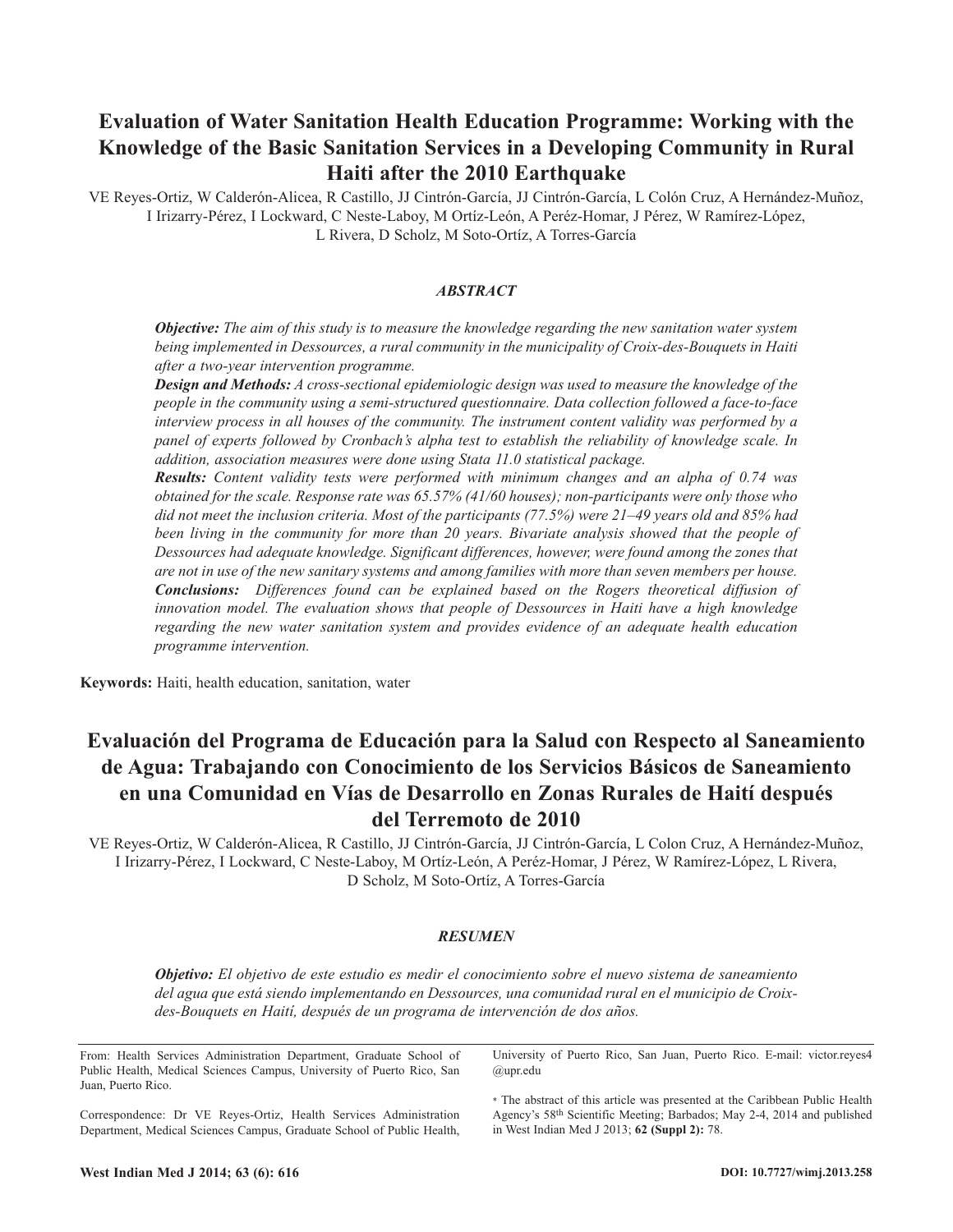# Evaluation of Water Sanitation Health Education Programme: Working with the Knowledge of the Basic Sanitation Services in a Developing Community in Rural Haiti after the 2010 Earthquake

VE Reyes-Ortiz, W Calderón-Alicea, R Castillo, JJ Cintrón-García, JJ Cintrón-García, L Colón Cruz, A Hernández-Muñoz, I Irizarry-Pérez, I Lockward, C Neste-Laboy, M Ortíz-León, A Peréz-Homar, J Pérez, W Ramírez-López, L Rivera, D Scholz, M Soto-Ortíz, A Torres-García

### *ABSTRACT*

***Objective:*** *The aim of this study is to measure the knowledge regarding the new sanitation water system being implemented in Dessources, a rural community in the municipality of Croix-des-Bouquets in Haiti after a two-year intervention programme.*

***Design and Methods:*** *A cross-sectional epidemiologic design was used to measure the knowledge of the people in the community using a semi-structured questionnaire. Data collection followed a face-to-face interview process in all houses of the community. The instrument content validity was performed by a panel of experts followed by Cronbach's alpha test to establish the reliability of knowledge scale. In addition, association measures were done using Stata 11.0 statistical package.*

***Results:*** *Content validity tests were performed with minimum changes and an alpha of 0.74 was obtained for the scale. Response rate was 65.57% (41/60 houses); non-participants were only those who did not meet the inclusion criteria. Most of the participants (77.5%) were 21–49 years old and 85% had been living in the community for more than 20 years. Bivariate analysis showed that the people of Dessources had adequate knowledge. Significant differences, however, were found among the zones that are not in use of the new sanitary systems and among families with more than seven members per house.*

***Conclusions:*** *Differences found can be explained based on the Rogers theoretical diffusion of innovation model. The evaluation shows that people of Dessources in Haiti have a high knowledge regarding the new water sanitation system and provides evidence of an adequate health education programme intervention.*

**Keywords:** Haiti, health education, sanitation, water

# Evaluación del Programa de Educación para la Salud con Respecto al Saneamiento de Agua: Trabajando con Conocimiento de los Servicios Básicos de Saneamiento en una Comunidad en Vías de Desarrollo en Zonas Rurales de Haití después del Terremoto de 2010

VE Reyes-Ortiz, W Calderón-Alicea, R Castillo, JJ Cintrón-García, JJ Cintrón-García, L Colon Cruz, A Hernández-Muñoz, I Irizarry-Pérez, I Lockward, C Neste-Laboy, M Ortíz-León, A Peréz-Homar, J Pérez, W Ramírez-López, L Rivera, D Scholz, M Soto-Ortíz, A Torres-García

### *RESUMEN*

***Objetivo:*** *El objetivo de este estudio es medir el conocimiento sobre el nuevo sistema de saneamiento del agua que está siendo implementando en Dessources, una comunidad rural en el municipio de Croix-des-Bouquets en Haití, después de un programa de intervención de dos años.*

---

From: Health Services Administration Department, Graduate School of Public Health, Medical Sciences Campus, University of Puerto Rico, San Juan, Puerto Rico.

Correspondence: Dr VE Reyes-Ortiz, Health Services Administration Department, Medical Sciences Campus, Graduate School of Public Health, University of Puerto Rico, San Juan, Puerto Rico. E-mail: victor.reyes4@upr.edu

\* The abstract of this article was presented at the Caribbean Public Health Agency's 58th Scientific Meeting; Barbados; May 2-4, 2014 and published in West Indian Med J 2013; **62 (Suppl 2):** 78.

DOI: 10.7727/wimj.2013.258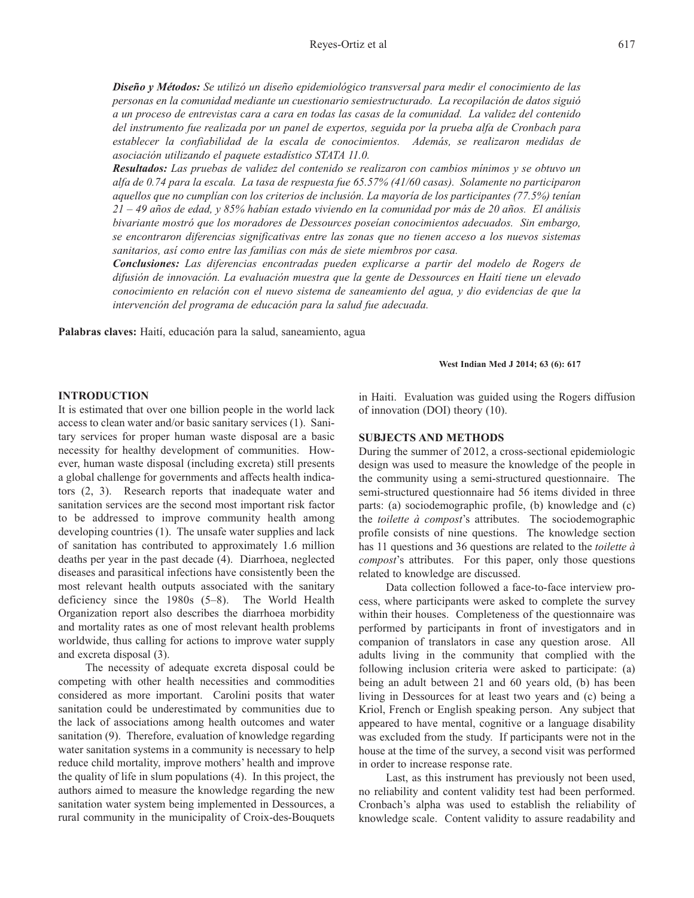***Diseño y Métodos:*** *Se utilizó un diseño epidemiológico transversal para medir el conocimiento de las personas en la comunidad mediante un cuestionario semiestructurado. La recopilación de datos siguió a un proceso de entrevistas cara a cara en todas las casas de la comunidad. La validez del contenido del instrumento fue realizada por un panel de expertos, seguida por la prueba alfa de Cronbach para establecer la confiabilidad de la escala de conocimientos. Además, se realizaron medidas de asociación utilizando el paquete estadístico STATA 11.0.*

***Resultados:*** *Las pruebas de validez del contenido se realizaron con cambios mínimos y se obtuvo un alfa de 0.74 para la escala. La tasa de respuesta fue 65.57% (41/60 casas). Solamente no participaron aquellos que no cumplían con los criterios de inclusión. La mayoría de los participantes (77.5%) tenían 21 – 49 años de edad, y 85% habían estado viviendo en la comunidad por más de 20 años. El análisis bivariante mostró que los moradores de Dessources poseían conocimientos adecuados. Sin embargo, se encontraron diferencias significativas entre las zonas que no tienen acceso a los nuevos sistemas sanitarios, así como entre las familias con más de siete miembros por casa.*

***Conclusiones:*** *Las diferencias encontradas pueden explicarse a partir del modelo de Rogers de difusión de innovación. La evaluación muestra que la gente de Dessources en Haití tiene un elevado conocimiento en relación con el nuevo sistema de saneamiento del agua, y dio evidencias de que la intervención del programa de educación para la salud fue adecuada.*

**Palabras claves:** Haití, educación para la salud, saneamiento, agua

**West Indian Med J 2014; 63 (6): 617**

## INTRODUCTION

It is estimated that over one billion people in the world lack access to clean water and/or basic sanitary services (1). Sanitary services for proper human waste disposal are a basic necessity for healthy development of communities. However, human waste disposal (including excreta) still presents a global challenge for governments and affects health indicators (2, 3). Research reports that inadequate water and sanitation services are the second most important risk factor to be addressed to improve community health among developing countries (1). The unsafe water supplies and lack of sanitation has contributed to approximately 1.6 million deaths per year in the past decade (4). Diarrhoea, neglected diseases and parasitical infections have consistently been the most relevant health outputs associated with the sanitary deficiency since the 1980s (5–8). The World Health Organization report also describes the diarrhoea morbidity and mortality rates as one of most relevant health problems worldwide, thus calling for actions to improve water supply and excreta disposal (3).

The necessity of adequate excreta disposal could be competing with other health necessities and commodities considered as more important. Carolini posits that water sanitation could be underestimated by communities due to the lack of associations among health outcomes and water sanitation (9). Therefore, evaluation of knowledge regarding water sanitation systems in a community is necessary to help reduce child mortality, improve mothers' health and improve the quality of life in slum populations (4). In this project, the authors aimed to measure the knowledge regarding the new sanitation water system being implemented in Dessources, a rural community in the municipality of Croix-des-Bouquets in Haiti. Evaluation was guided using the Rogers diffusion of innovation (DOI) theory (10).

## SUBJECTS AND METHODS

During the summer of 2012, a cross-sectional epidemiologic design was used to measure the knowledge of the people in the community using a semi-structured questionnaire. The semi-structured questionnaire had 56 items divided in three parts: (a) sociodemographic profile, (b) knowledge and (c) the *toilette à compost*'s attributes. The sociodemographic profile consists of nine questions. The knowledge section has 11 questions and 36 questions are related to the *toilette à compost*'s attributes. For this paper, only those questions related to knowledge are discussed.

Data collection followed a face-to-face interview process, where participants were asked to complete the survey within their houses. Completeness of the questionnaire was performed by participants in front of investigators and in companion of translators in case any question arose. All adults living in the community that complied with the following inclusion criteria were asked to participate: (a) being an adult between 21 and 60 years old, (b) has been living in Dessources for at least two years and (c) being a Kriol, French or English speaking person. Any subject that appeared to have mental, cognitive or a language disability was excluded from the study. If participants were not in the house at the time of the survey, a second visit was performed in order to increase response rate.

Last, as this instrument has previously not been used, no reliability and content validity test had been performed. Cronbach's alpha was used to establish the reliability of knowledge scale. Content validity to assure readability and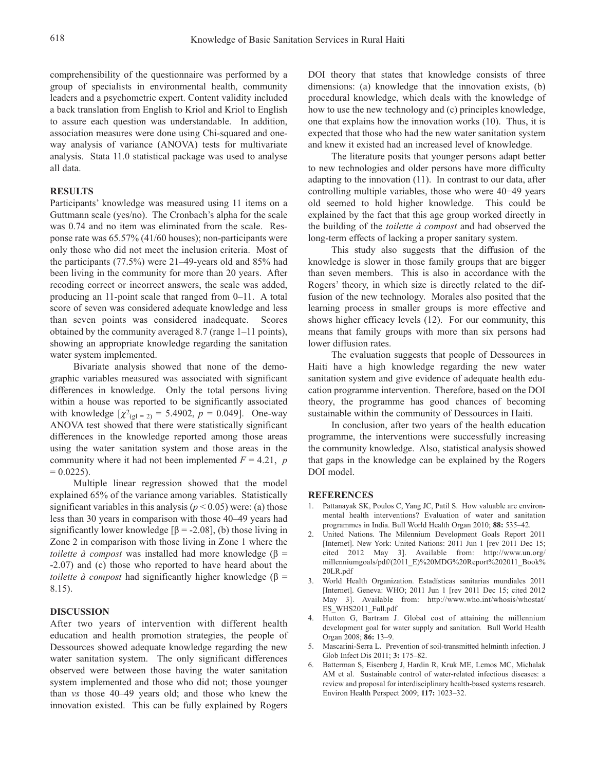comprehensibility of the questionnaire was performed by a group of specialists in environmental health, community leaders and a psychometric expert. Content validity included a back translation from English to Kriol and Kriol to English to assure each question was understandable. In addition, association measures were done using Chi-squared and one-way analysis of variance (ANOVA) tests for multivariate analysis. Stata 11.0 statistical package was used to analyse all data.

## RESULTS

Participants' knowledge was measured using 11 items on a Guttmann scale (yes/no). The Cronbach's alpha for the scale was 0.74 and no item was eliminated from the scale. Response rate was 65.57% (41/60 houses); non-participants were only those who did not meet the inclusion criteria. Most of the participants (77.5%) were 21–49-years old and 85% had been living in the community for more than 20 years. After recoding correct or incorrect answers, the scale was added, producing an 11-point scale that ranged from 0–11. A total score of seven was considered adequate knowledge and less than seven points was considered inadequate. Scores obtained by the community averaged 8.7 (range 1–11 points), showing an appropriate knowledge regarding the sanitation water system implemented.

Bivariate analysis showed that none of the demographic variables measured was associated with significant differences in knowledge. Only the total persons living within a house was reported to be significantly associated with knowledge [$\chi^2_{(gl = 2)} = 5.4902$, $p = 0.049$]. One-way ANOVA test showed that there were statistically significant differences in the knowledge reported among those areas using the water sanitation system and those areas in the community where it had not been implemented $F = 4.21$, $p = 0.0225$).

Multiple linear regression showed that the model explained 65% of the variance among variables. Statistically significant variables in this analysis ($p < 0.05$) were: (a) those less than 30 years in comparison with those 40–49 years had significantly lower knowledge [$\beta = -2.08$], (b) those living in Zone 2 in comparison with those living in Zone 1 where the *toilette à compost* was installed had more knowledge ($\beta = -2.07$) and (c) those who reported to have heard about the *toilette à compost* had significantly higher knowledge ($\beta = 8.15$).

## DISCUSSION

After two years of intervention with different health education and health promotion strategies, the people of Dessources showed adequate knowledge regarding the new water sanitation system. The only significant differences observed were between those having the water sanitation system implemented and those who did not; those younger than *vs* those 40–49 years old; and those who knew the innovation existed. This can be fully explained by Rogers DOI theory that states that knowledge consists of three dimensions: (a) knowledge that the innovation exists, (b) procedural knowledge, which deals with the knowledge of how to use the new technology and (c) principles knowledge, one that explains how the innovation works (10). Thus, it is expected that those who had the new water sanitation system and knew it existed had an increased level of knowledge.

The literature posits that younger persons adapt better to new technologies and older persons have more difficulty adapting to the innovation (11). In contrast to our data, after controlling multiple variables, those who were 40−49 years old seemed to hold higher knowledge. This could be explained by the fact that this age group worked directly in the building of the *toilette à compost* and had observed the long-term effects of lacking a proper sanitary system.

This study also suggests that the diffusion of the knowledge is slower in those family groups that are bigger than seven members. This is also in accordance with the Rogers' theory, in which size is directly related to the diffusion of the new technology. Morales also posited that the learning process in smaller groups is more effective and shows higher efficacy levels (12). For our community, this means that family groups with more than six persons had lower diffusion rates.

The evaluation suggests that people of Dessources in Haiti have a high knowledge regarding the new water sanitation system and give evidence of adequate health education programme intervention. Therefore, based on the DOI theory, the programme has good chances of becoming sustainable within the community of Dessources in Haiti.

In conclusion, after two years of the health education programme, the interventions were successfully increasing the community knowledge. Also, statistical analysis showed that gaps in the knowledge can be explained by the Rogers DOI model.

## REFERENCES

1. Pattanayak SK, Poulos C, Yang JC, Patil S. How valuable are environmental health interventions? Evaluation of water and sanitation programmes in India. Bull World Health Organ 2010; **88:** 535–42.
2. United Nations. The Milennium Development Goals Report 2011 [Internet]. New York: United Nations: 2011 Jun 1 [rev 2011 Dec 15; cited 2012 May 3]. Available from: http://www.un.org/millenniumgoals/pdf/(2011_E)%20MDG%20Report%202011_Book%20LR.pdf
3. World Health Organization. Estadísticas sanitarias mundiales 2011 [Internet]. Geneva: WHO; 2011 Jun 1 [rev 2011 Dec 15; cited 2012 May 3]. Available from: http://www.who.int/whosis/whostat/ES_WHS2011_Full.pdf
4. Hutton G, Bartram J. Global cost of attaining the millennium development goal for water supply and sanitation. Bull World Health Organ 2008; **86:** 13–9.
5. Mascarini-Serra L. Prevention of soil-transmitted helminth infection. J Glob Infect Dis 2011; **3:** 175–82.
6. Batterman S, Eisenberg J, Hardin R, Kruk ME, Lemos MC, Michalak AM et al. Sustainable control of water-related infectious diseases: a review and proposal for interdisciplinary health-based systems research. Environ Health Perspect 2009; **117:** 1023–32.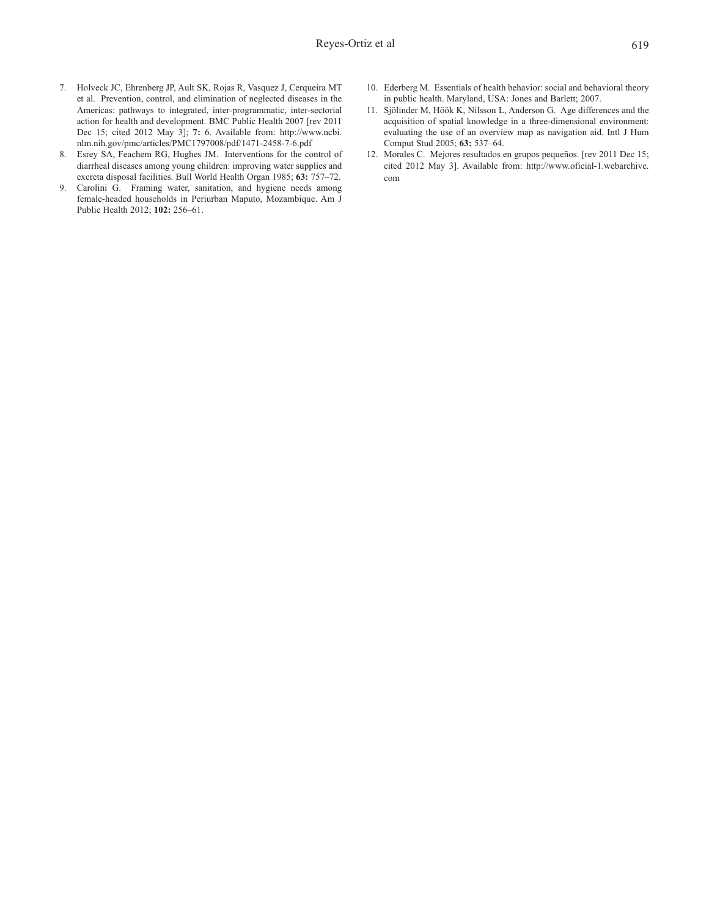7. Holveck JC, Ehrenberg JP, Ault SK, Rojas R, Vasquez J, Cerqueira MT et al. Prevention, control, and elimination of neglected diseases in the Americas: pathways to integrated, inter-programmatic, inter-sectorial action for health and development. BMC Public Health 2007 [rev 2011 Dec 15; cited 2012 May 3]; **7:** 6. Available from: http://www.ncbi.nlm.nih.gov/pmc/articles/PMC1797008/pdf/1471-2458-7-6.pdf
8. Esrey SA, Feachem RG, Hughes JM. Interventions for the control of diarrheal diseases among young children: improving water supplies and excreta disposal facilities. Bull World Health Organ 1985; **63:** 757–72.
9. Carolini G. Framing water, sanitation, and hygiene needs among female-headed households in Periurban Maputo, Mozambique. Am J Public Health 2012; **102:** 256–61.
10. Ederberg M. Essentials of health behavior: social and behavioral theory in public health. Maryland, USA: Jones and Barlett; 2007.
11. Sjölinder M, Höök K, Nilsson L, Anderson G. Age differences and the acquisition of spatial knowledge in a three-dimensional environment: evaluating the use of an overview map as navigation aid. Intl J Hum Comput Stud 2005; **63:** 537–64.
12. Morales C. Mejores resultados en grupos pequeños. [rev 2011 Dec 15; cited 2012 May 3]. Available from: http://www.oficial-1.webarchive.com